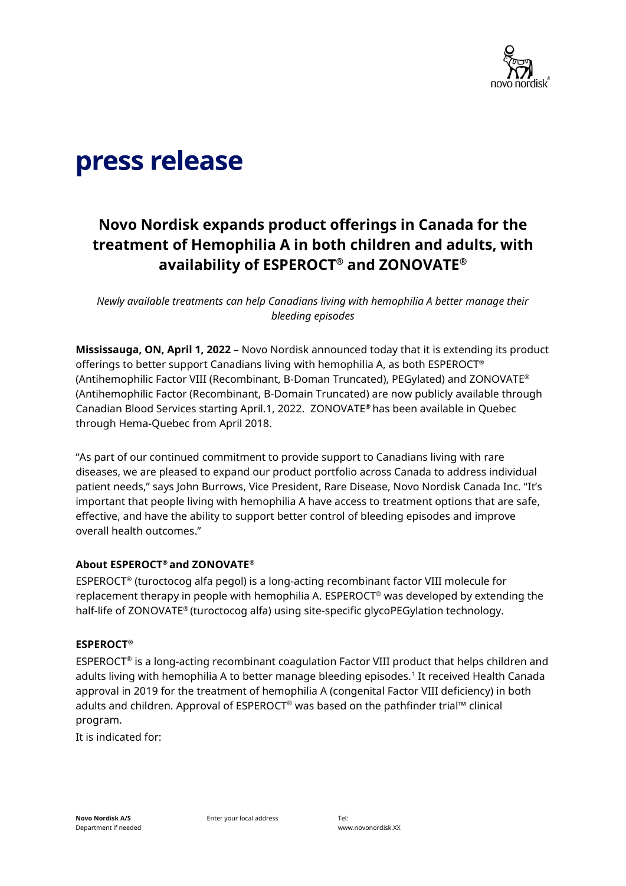# press release

## Novo Nordisk expands product offerings in Canada for the treatment of Hemophilia A in both children and adults, with availability of ESPEROCT® and ZONOVATE®

*Newly available treatments can help Canadians living with hemophilia A better manage their bleeding episodes*

**Mississauga, ON, April 1, 2022** – Novo Nordisk announced today that it is extending its product offerings to better support Canadians living with hemophilia A, as both ESPEROCT® (Antihemophilic Factor VIII (Recombinant, B-Doman Truncated), PEGylated) and ZONOVATE® (Antihemophilic Factor (Recombinant, B-Domain Truncated) are now publicly available through Canadian Blood Services starting April.1, 2022. ZONOVATE® has been available in Quebec through Hema-Quebec from April 2018.

"As part of our continued commitment to provide support to Canadians living with rare diseases, we are pleased to expand our product portfolio across Canada to address individual patient needs," says John Burrows, Vice President, Rare Disease, Novo Nordisk Canada Inc. "It's important that people living with hemophilia A have access to treatment options that are safe, effective, and have the ability to support better control of bleeding episodes and improve overall health outcomes."

### About ESPEROCT® and ZONOVATE®

ESPEROCT® (turoctocog alfa pegol) is a long-acting recombinant factor VIII molecule for replacement therapy in people with hemophilia A. ESPEROCT® was developed by extending the half-life of ZONOVATE® (turoctocog alfa) using site-specific glycoPEGylation technology.

### ESPEROCT®

ESPEROCT® is a long-acting recombinant coagulation Factor VIII product that helps children and adults living with hemophilia A to better manage bleeding episodes.[1] It received Health Canada approval in 2019 for the treatment of hemophilia A (congenital Factor VIII deficiency) in both adults and children. Approval of ESPEROCT® was based on the pathfinder trial™ clinical program.

It is indicated for: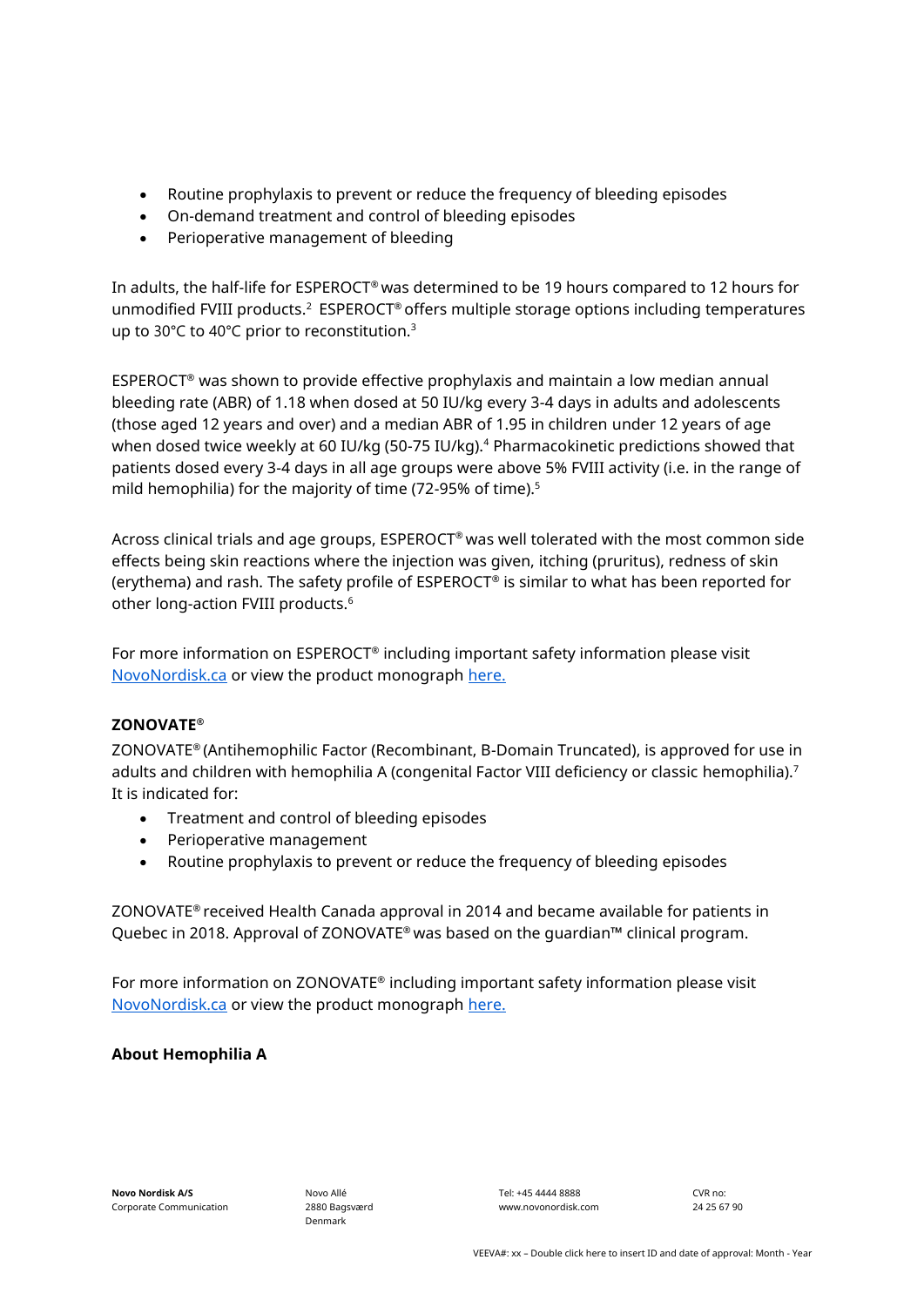- Routine prophylaxis to prevent or reduce the frequency of bleeding episodes
- On-demand treatment and control of bleeding episodes
- Perioperative management of bleeding

In adults, the half-life for ESPEROCT® was determined to be 19 hours compared to 12 hours for unmodified FVIII products.[2] ESPEROCT® offers multiple storage options including temperatures up to 30°C to 40°C prior to reconstitution.[3]

ESPEROCT® was shown to provide effective prophylaxis and maintain a low median annual bleeding rate (ABR) of 1.18 when dosed at 50 IU/kg every 3-4 days in adults and adolescents (those aged 12 years and over) and a median ABR of 1.95 in children under 12 years of age when dosed twice weekly at 60 IU/kg (50-75 IU/kg).[4] Pharmacokinetic predictions showed that patients dosed every 3-4 days in all age groups were above 5% FVIII activity (i.e. in the range of mild hemophilia) for the majority of time (72-95% of time).[5]

Across clinical trials and age groups, ESPEROCT® was well tolerated with the most common side effects being skin reactions where the injection was given, itching (pruritus), redness of skin (erythema) and rash. The safety profile of ESPEROCT® is similar to what has been reported for other long-action FVIII products.[6]

For more information on ESPEROCT® including important safety information please visit NovoNordisk.ca or view the product monograph here.

**ZONOVATE®**

ZONOVATE® (Antihemophilic Factor (Recombinant, B-Domain Truncated), is approved for use in adults and children with hemophilia A (congenital Factor VIII deficiency or classic hemophilia).[7] It is indicated for:

- Treatment and control of bleeding episodes
- Perioperative management
- Routine prophylaxis to prevent or reduce the frequency of bleeding episodes

ZONOVATE® received Health Canada approval in 2014 and became available for patients in Quebec in 2018. Approval of ZONOVATE® was based on the guardian™ clinical program.

For more information on ZONOVATE® including important safety information please visit NovoNordisk.ca or view the product monograph here.

**About Hemophilia A**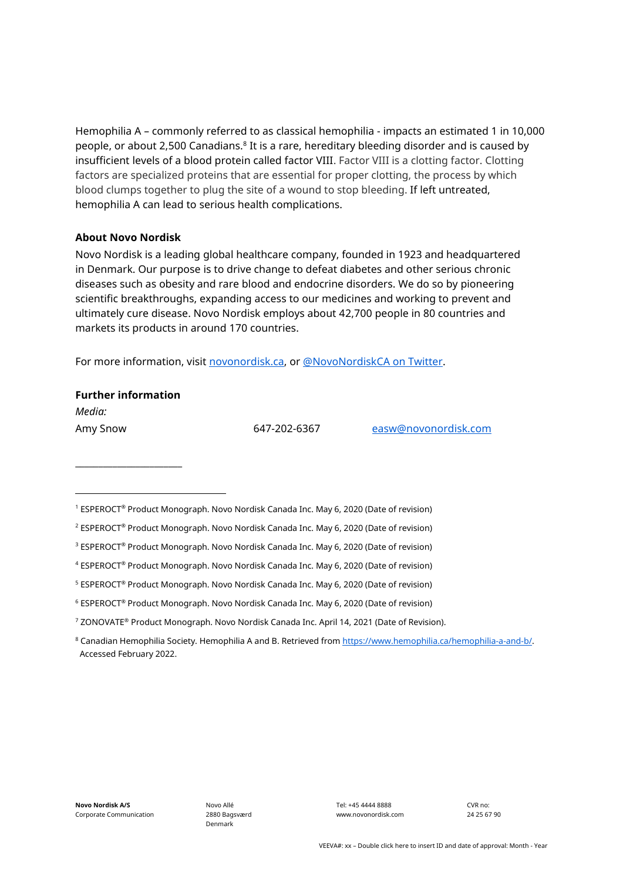Hemophilia A – commonly referred to as classical hemophilia - impacts an estimated 1 in 10,000 people, or about 2,500 Canadians.[8] It is a rare, hereditary bleeding disorder and is caused by insufficient levels of a blood protein called factor VIII. Factor VIII is a clotting factor. Clotting factors are specialized proteins that are essential for proper clotting, the process by which blood clumps together to plug the site of a wound to stop bleeding. If left untreated, hemophilia A can lead to serious health complications.

**About Novo Nordisk**

Novo Nordisk is a leading global healthcare company, founded in 1923 and headquartered in Denmark. Our purpose is to drive change to defeat diabetes and other serious chronic diseases such as obesity and rare blood and endocrine disorders. We do so by pioneering scientific breakthroughs, expanding access to our medicines and working to prevent and ultimately cure disease. Novo Nordisk employs about 42,700 people in 80 countries and markets its products in around 170 countries.

For more information, visit [novonordisk.ca](novonordisk.ca), or [@NovoNordiskCA on Twitter](@NovoNordiskCA on Twitter).

**Further information**

*Media:*

| | | |
|---|---|---|
| Amy Snow | 647-202-6367 | easw@novonordisk.com |

---

[1] ESPEROCT® Product Monograph. Novo Nordisk Canada Inc. May 6, 2020 (Date of revision)

[2] ESPEROCT® Product Monograph. Novo Nordisk Canada Inc. May 6, 2020 (Date of revision)

[3] ESPEROCT® Product Monograph. Novo Nordisk Canada Inc. May 6, 2020 (Date of revision)

[4] ESPEROCT® Product Monograph. Novo Nordisk Canada Inc. May 6, 2020 (Date of revision)

[5] ESPEROCT® Product Monograph. Novo Nordisk Canada Inc. May 6, 2020 (Date of revision)

[6] ESPEROCT® Product Monograph. Novo Nordisk Canada Inc. May 6, 2020 (Date of revision)

[7] ZONOVATE® Product Monograph. Novo Nordisk Canada Inc. April 14, 2021 (Date of Revision).

[8] Canadian Hemophilia Society. Hemophilia A and B. Retrieved from https://www.hemophilia.ca/hemophilia-a-and-b/. Accessed February 2022.

**Novo Nordisk A/S**
Corporate Communication

Novo Allé
2880 Bagsværd
Denmark

Tel: +45 4444 8888
www.novonordisk.com

CVR no:
24 25 67 90

VEEVA#: xx – Double click here to insert ID and date of approval: Month - Year